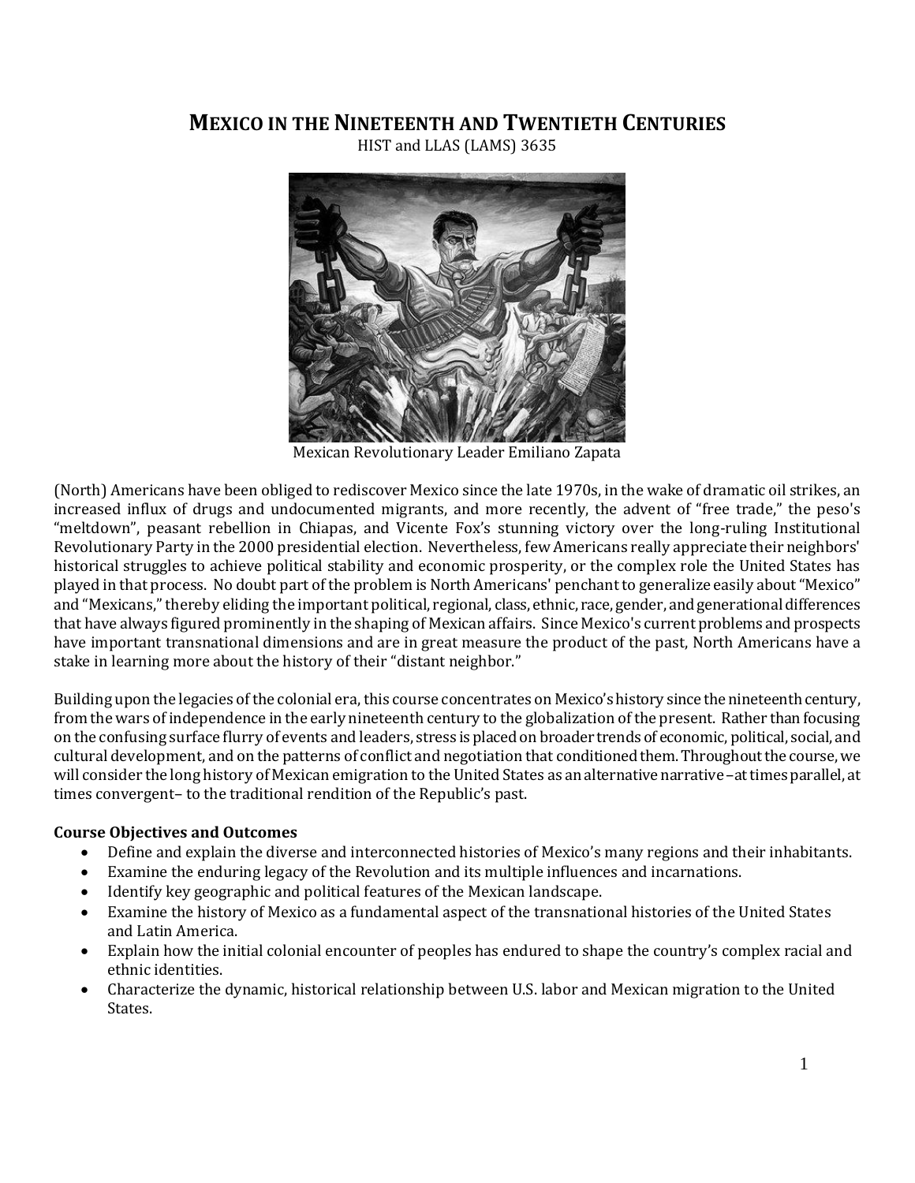# Mexico in the Nineteenth and Twentieth Centuries

HIST and LLAS (LAMS) 3635

Mexican Revolutionary Leader Emiliano Zapata

(North) Americans have been obliged to rediscover Mexico since the late 1970s, in the wake of dramatic oil strikes, an increased influx of drugs and undocumented migrants, and more recently, the advent of "free trade," the peso's "meltdown", peasant rebellion in Chiapas, and Vicente Fox's stunning victory over the long-ruling Institutional Revolutionary Party in the 2000 presidential election. Nevertheless, few Americans really appreciate their neighbors' historical struggles to achieve political stability and economic prosperity, or the complex role the United States has played in that process. No doubt part of the problem is North Americans' penchant to generalize easily about "Mexico" and "Mexicans," thereby eliding the important political, regional, class, ethnic, race, gender, and generational differences that have always figured prominently in the shaping of Mexican affairs. Since Mexico's current problems and prospects have important transnational dimensions and are in great measure the product of the past, North Americans have a stake in learning more about the history of their "distant neighbor."

Building upon the legacies of the colonial era, this course concentrates on Mexico's history since the nineteenth century, from the wars of independence in the early nineteenth century to the globalization of the present. Rather than focusing on the confusing surface flurry of events and leaders, stress is placed on broader trends of economic, political, social, and cultural development, and on the patterns of conflict and negotiation that conditioned them. Throughout the course, we will consider the long history of Mexican emigration to the United States as an alternative narrative–at times parallel, at times convergent– to the traditional rendition of the Republic's past.

**Course Objectives and Outcomes**

- Define and explain the diverse and interconnected histories of Mexico's many regions and their inhabitants.
- Examine the enduring legacy of the Revolution and its multiple influences and incarnations.
- Identify key geographic and political features of the Mexican landscape.
- Examine the history of Mexico as a fundamental aspect of the transnational histories of the United States and Latin America.
- Explain how the initial colonial encounter of peoples has endured to shape the country's complex racial and ethnic identities.
- Characterize the dynamic, historical relationship between U.S. labor and Mexican migration to the United States.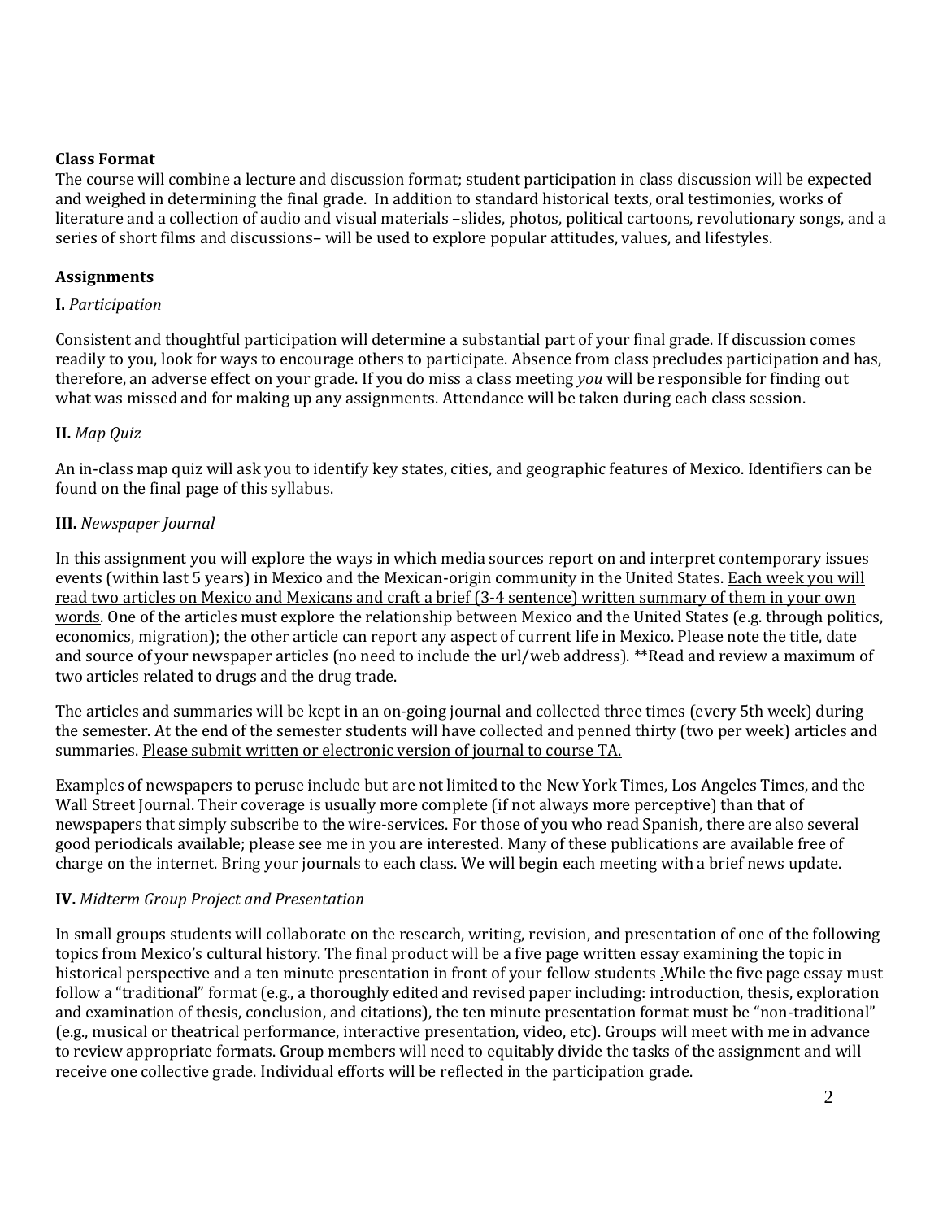**Class Format**

The course will combine a lecture and discussion format; student participation in class discussion will be expected and weighed in determining the final grade. In addition to standard historical texts, oral testimonies, works of literature and a collection of audio and visual materials –slides, photos, political cartoons, revolutionary songs, and a series of short films and discussions– will be used to explore popular attitudes, values, and lifestyles.

**Assignments**

**I.** *Participation*

Consistent and thoughtful participation will determine a substantial part of your final grade. If discussion comes readily to you, look for ways to encourage others to participate. Absence from class precludes participation and has, therefore, an adverse effect on your grade. If you do miss a class meeting *you* will be responsible for finding out what was missed and for making up any assignments. Attendance will be taken during each class session.

**II.** *Map Quiz*

An in-class map quiz will ask you to identify key states, cities, and geographic features of Mexico. Identifiers can be found on the final page of this syllabus.

**III.** *Newspaper Journal*

In this assignment you will explore the ways in which media sources report on and interpret contemporary issues events (within last 5 years) in Mexico and the Mexican-origin community in the United States. Each week you will read two articles on Mexico and Mexicans and craft a brief (3-4 sentence) written summary of them in your own words. One of the articles must explore the relationship between Mexico and the United States (e.g. through politics, economics, migration); the other article can report any aspect of current life in Mexico. Please note the title, date and source of your newspaper articles (no need to include the url/web address). **Read and review a maximum of two articles related to drugs and the drug trade.

The articles and summaries will be kept in an on-going journal and collected three times (every 5th week) during the semester. At the end of the semester students will have collected and penned thirty (two per week) articles and summaries. Please submit written or electronic version of journal to course TA.

Examples of newspapers to peruse include but are not limited to the New York Times, Los Angeles Times, and the Wall Street Journal. Their coverage is usually more complete (if not always more perceptive) than that of newspapers that simply subscribe to the wire-services. For those of you who read Spanish, there are also several good periodicals available; please see me in you are interested. Many of these publications are available free of charge on the internet. Bring your journals to each class. We will begin each meeting with a brief news update.

**IV.** *Midterm Group Project and Presentation*

In small groups students will collaborate on the research, writing, revision, and presentation of one of the following topics from Mexico's cultural history. The final product will be a five page written essay examining the topic in historical perspective and a ten minute presentation in front of your fellow students .While the five page essay must follow a "traditional" format (e.g., a thoroughly edited and revised paper including: introduction, thesis, exploration and examination of thesis, conclusion, and citations), the ten minute presentation format must be "non-traditional" (e.g., musical or theatrical performance, interactive presentation, video, etc). Groups will meet with me in advance to review appropriate formats. Group members will need to equitably divide the tasks of the assignment and will receive one collective grade. Individual efforts will be reflected in the participation grade.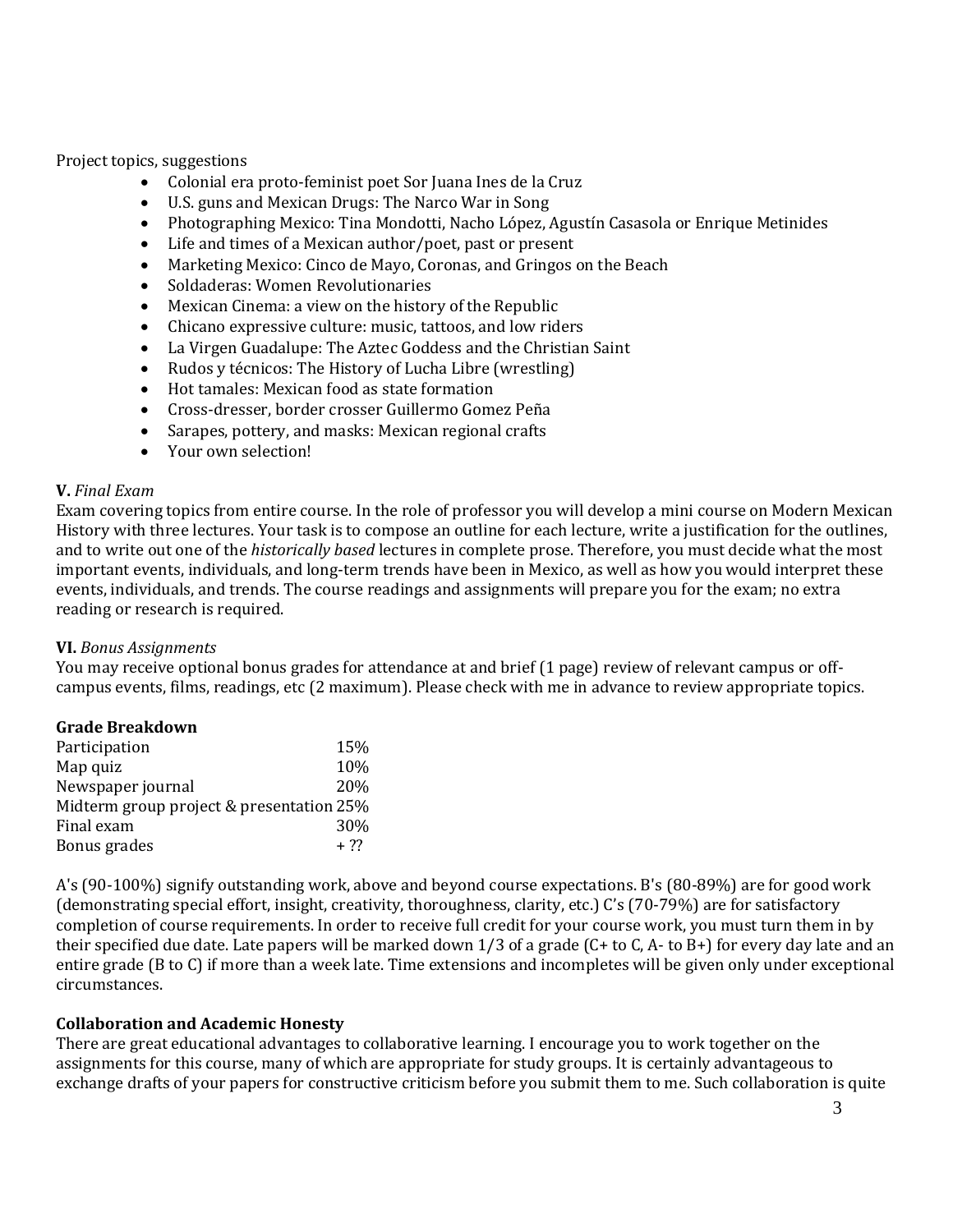Project topics, suggestions

- Colonial era proto-feminist poet Sor Juana Ines de la Cruz
- U.S. guns and Mexican Drugs: The Narco War in Song
- Photographing Mexico: Tina Mondotti, Nacho López, Agustín Casasola or Enrique Metinides
- Life and times of a Mexican author/poet, past or present
- Marketing Mexico: Cinco de Mayo, Coronas, and Gringos on the Beach
- Soldaderas: Women Revolutionaries
- Mexican Cinema: a view on the history of the Republic
- Chicano expressive culture: music, tattoos, and low riders
- La Virgen Guadalupe: The Aztec Goddess and the Christian Saint
- Rudos y técnicos: The History of Lucha Libre (wrestling)
- Hot tamales: Mexican food as state formation
- Cross-dresser, border crosser Guillermo Gomez Peña
- Sarapes, pottery, and masks: Mexican regional crafts
- Your own selection!

**V.** *Final Exam*

Exam covering topics from entire course. In the role of professor you will develop a mini course on Modern Mexican History with three lectures. Your task is to compose an outline for each lecture, write a justification for the outlines, and to write out one of the *historically based* lectures in complete prose. Therefore, you must decide what the most important events, individuals, and long-term trends have been in Mexico, as well as how you would interpret these events, individuals, and trends. The course readings and assignments will prepare you for the exam; no extra reading or research is required.

**VI.** *Bonus Assignments*

You may receive optional bonus grades for attendance at and brief (1 page) review of relevant campus or off-campus events, films, readings, etc (2 maximum). Please check with me in advance to review appropriate topics.

**Grade Breakdown**

| | |
|---|---|
| Participation | 15% |
| Map quiz | 10% |
| Newspaper journal | 20% |
| Midterm group project & presentation | 25% |
| Final exam | 30% |
| Bonus grades | + ?? |

A's (90-100%) signify outstanding work, above and beyond course expectations. B's (80-89%) are for good work (demonstrating special effort, insight, creativity, thoroughness, clarity, etc.) C's (70-79%) are for satisfactory completion of course requirements. In order to receive full credit for your course work, you must turn them in by their specified due date. Late papers will be marked down 1/3 of a grade (C+ to C, A- to B+) for every day late and an entire grade (B to C) if more than a week late. Time extensions and incompletes will be given only under exceptional circumstances.

**Collaboration and Academic Honesty**

There are great educational advantages to collaborative learning. I encourage you to work together on the assignments for this course, many of which are appropriate for study groups. It is certainly advantageous to exchange drafts of your papers for constructive criticism before you submit them to me. Such collaboration is quite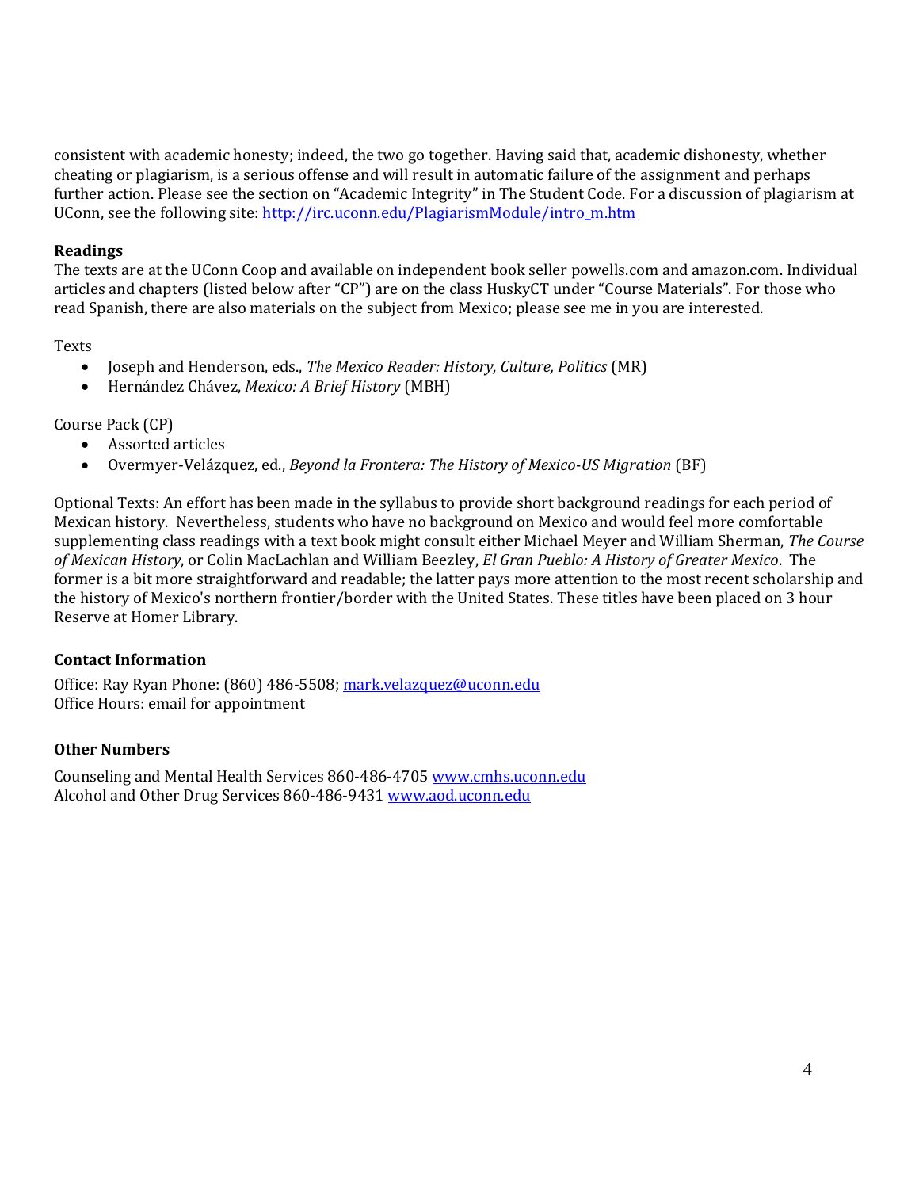consistent with academic honesty; indeed, the two go together. Having said that, academic dishonesty, whether cheating or plagiarism, is a serious offense and will result in automatic failure of the assignment and perhaps further action. Please see the section on "Academic Integrity" in The Student Code. For a discussion of plagiarism at UConn, see the following site: [http://irc.uconn.edu/PlagiarismModule/intro_m.htm](http://irc.uconn.edu/PlagiarismModule/intro_m.htm)

**Readings**

The texts are at the UConn Coop and available on independent book seller powells.com and amazon.com. Individual articles and chapters (listed below after "CP") are on the class HuskyCT under "Course Materials". For those who read Spanish, there are also materials on the subject from Mexico; please see me in you are interested.

Texts

- Joseph and Henderson, eds., *The Mexico Reader: History, Culture, Politics* (MR)
- Hernández Chávez, *Mexico: A Brief History* (MBH)

Course Pack (CP)

- Assorted articles
- Overmyer-Velázquez, ed., *Beyond la Frontera: The History of Mexico-US Migration* (BF)

Optional Texts: An effort has been made in the syllabus to provide short background readings for each period of Mexican history. Nevertheless, students who have no background on Mexico and would feel more comfortable supplementing class readings with a text book might consult either Michael Meyer and William Sherman, *The Course of Mexican History*, or Colin MacLachlan and William Beezley, *El Gran Pueblo: A History of Greater Mexico*. The former is a bit more straightforward and readable; the latter pays more attention to the most recent scholarship and the history of Mexico's northern frontier/border with the United States. These titles have been placed on 3 hour Reserve at Homer Library.

**Contact Information**

Office: Ray Ryan Phone: (860) 486-5508; [mark.velazquez@uconn.edu](mailto:mark.velazquez@uconn.edu)
Office Hours: email for appointment

**Other Numbers**

Counseling and Mental Health Services 860-486-4705 [www.cmhs.uconn.edu](http://www.cmhs.uconn.edu)
Alcohol and Other Drug Services 860-486-9431 [www.aod.uconn.edu](http://www.aod.uconn.edu)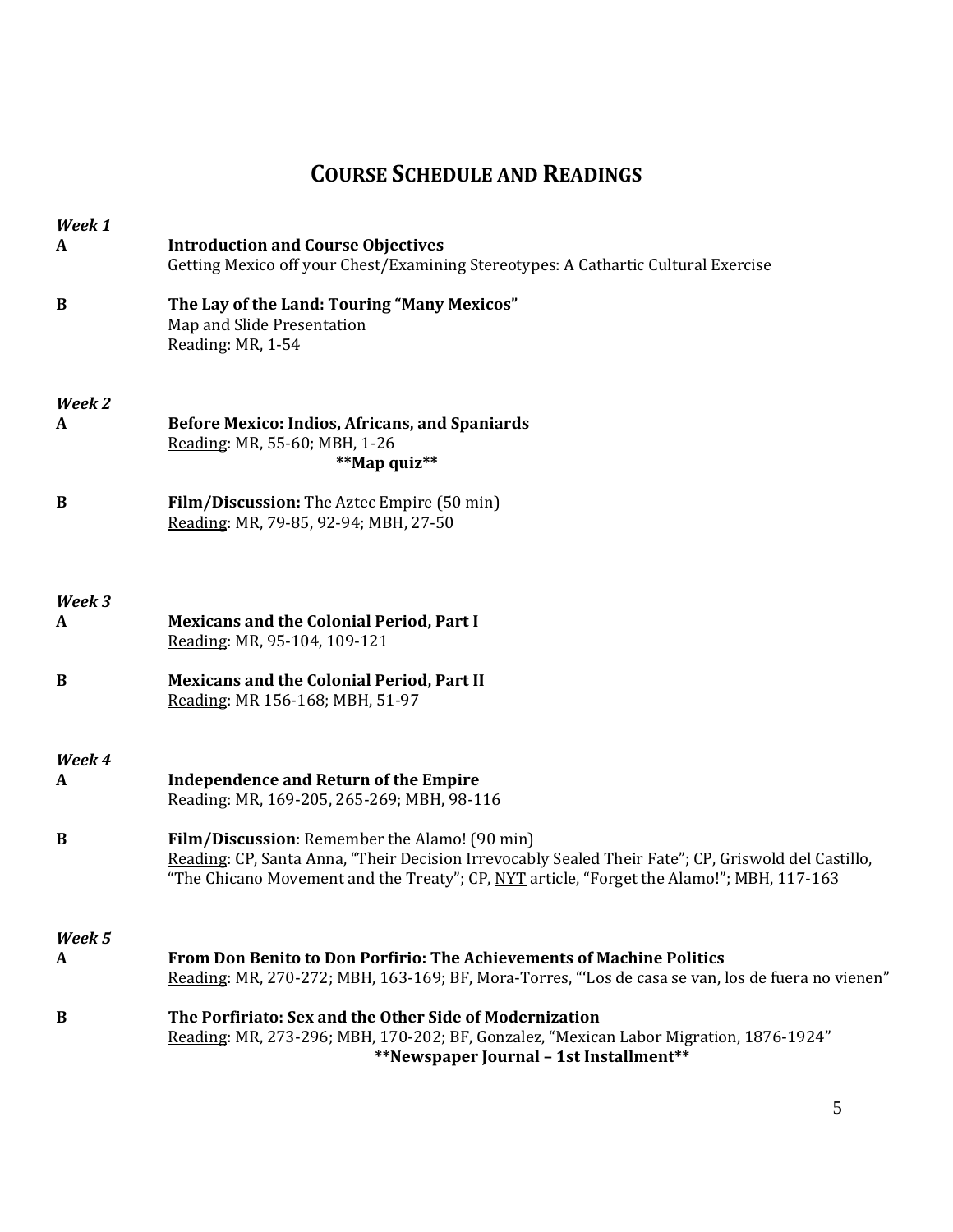## COURSE SCHEDULE AND READINGS

***Week 1***

**A** **Introduction and Course Objectives**
Getting Mexico off your Chest/Examining Stereotypes: A Cathartic Cultural Exercise

**B** **The Lay of the Land: Touring "Many Mexicos"**
Map and Slide Presentation
<u>Reading</u>: MR, 1-54

***Week 2***

**A** **Before Mexico: Indios, Africans, and Spaniards**
<u>Reading</u>: MR, 55-60; MBH, 1-26
**\*\*Map quiz\*\***

**B** **Film/Discussion:** The Aztec Empire (50 min)
<u>Reading</u>: MR, 79-85, 92-94; MBH, 27-50

***Week 3***

**A** **Mexicans and the Colonial Period, Part I**
<u>Reading</u>: MR, 95-104, 109-121

**B** **Mexicans and the Colonial Period, Part II**
<u>Reading</u>: MR 156-168; MBH, 51-97

***Week 4***

**A** **Independence and Return of the Empire**
<u>Reading</u>: MR, 169-205, 265-269; MBH, 98-116

**B** **Film/Discussion**: Remember the Alamo! (90 min)
<u>Reading</u>: CP, Santa Anna, "Their Decision Irrevocably Sealed Their Fate"; CP, Griswold del Castillo, "The Chicano Movement and the Treaty"; CP, <u>NYT</u> article, "Forget the Alamo!"; MBH, 117-163

***Week 5***

**A** **From Don Benito to Don Porfirio: The Achievements of Machine Politics**
<u>Reading</u>: MR, 270-272; MBH, 163-169; BF, Mora-Torres, "'Los de casa se van, los de fuera no vienen"

**B** **The Porfiriato: Sex and the Other Side of Modernization**
<u>Reading</u>: MR, 273-296; MBH, 170-202; BF, Gonzalez, "Mexican Labor Migration, 1876-1924"
**\*\*Newspaper Journal – 1st Installment\*\***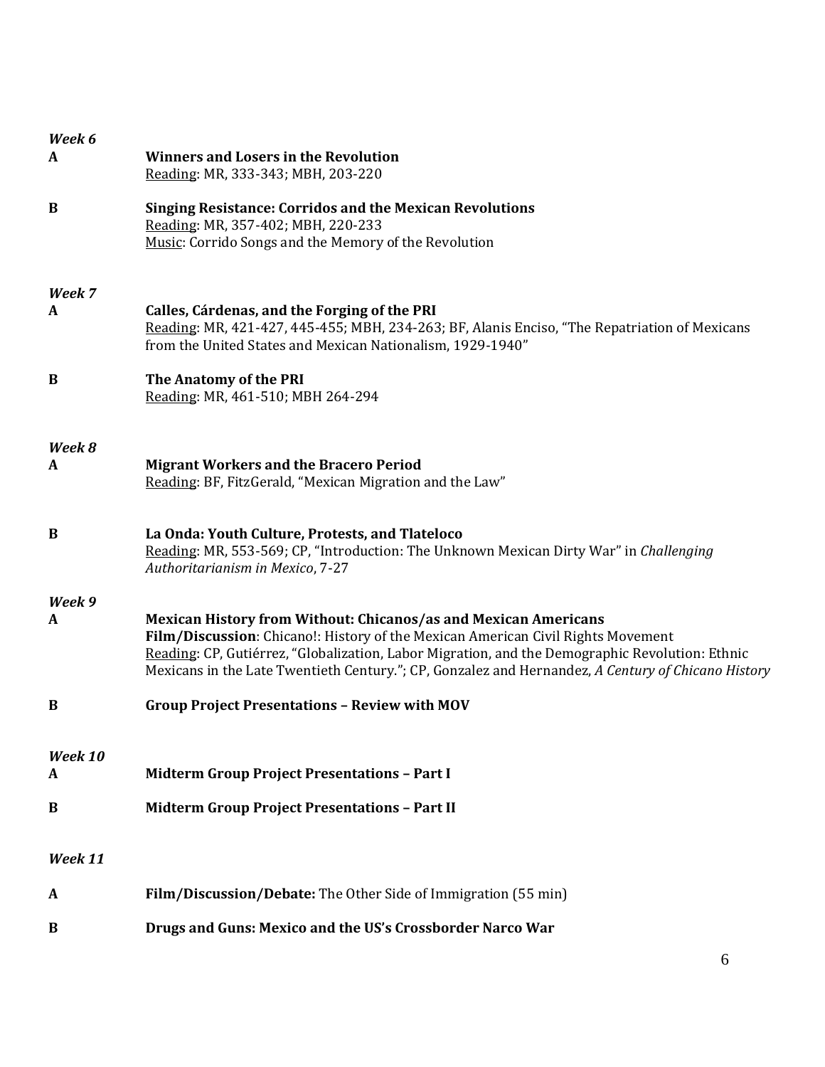*Week 6*

**A** **Winners and Losers in the Revolution**
Reading: MR, 333-343; MBH, 203-220

**B** **Singing Resistance: Corridos and the Mexican Revolutions**
Reading: MR, 357-402; MBH, 220-233
Music: Corrido Songs and the Memory of the Revolution

*Week 7*

**A** **Calles, Cárdenas, and the Forging of the PRI**
Reading: MR, 421-427, 445-455; MBH, 234-263; BF, Alanis Enciso, "The Repatriation of Mexicans from the United States and Mexican Nationalism, 1929-1940"

**B** **The Anatomy of the PRI**
Reading: MR, 461-510; MBH 264-294

*Week 8*

**A** **Migrant Workers and the Bracero Period**
Reading: BF, FitzGerald, "Mexican Migration and the Law"

**B** **La Onda: Youth Culture, Protests, and Tlateloco**
Reading: MR, 553-569; CP, "Introduction: The Unknown Mexican Dirty War" in *Challenging Authoritarianism in Mexico*, 7-27

*Week 9*

**A** **Mexican History from Without: Chicanos/as and Mexican Americans**
**Film/Discussion**: Chicano!: History of the Mexican American Civil Rights Movement
Reading: CP, Gutiérrez, "Globalization, Labor Migration, and the Demographic Revolution: Ethnic Mexicans in the Late Twentieth Century."; CP, Gonzalez and Hernandez, *A Century of Chicano History*

**B** **Group Project Presentations – Review with MOV**

*Week 10*

**A** **Midterm Group Project Presentations – Part I**

**B** **Midterm Group Project Presentations – Part II**

*Week 11*

**A** **Film/Discussion/Debate:** The Other Side of Immigration (55 min)

**B** **Drugs and Guns: Mexico and the US's Crossborder Narco War**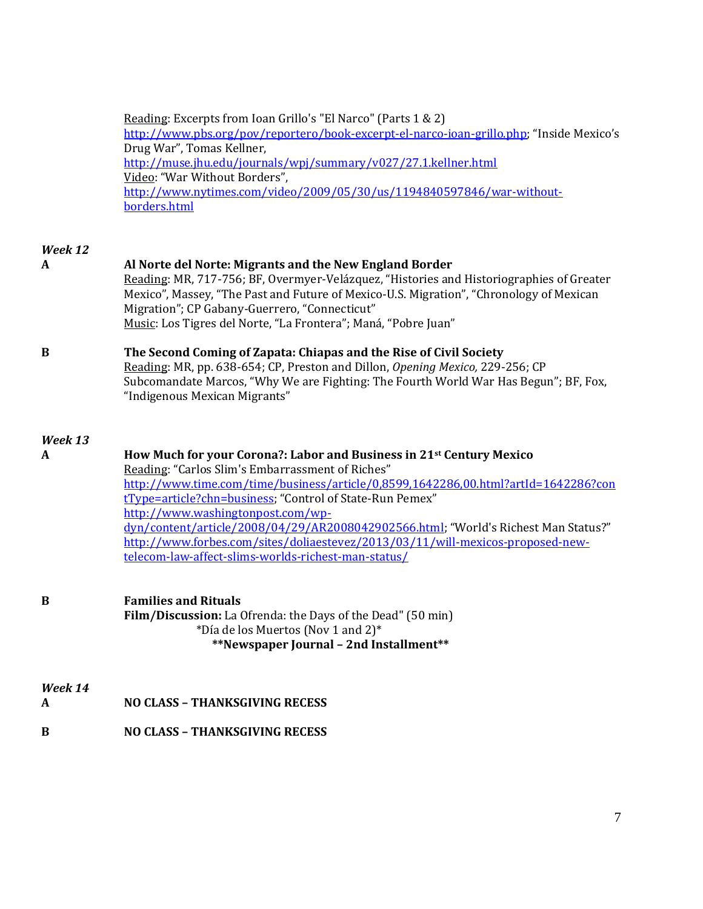Reading: Excerpts from Ioan Grillo's "El Narco" (Parts 1 & 2) http://www.pbs.org/pov/reportero/book-excerpt-el-narco-ioan-grillo.php; "Inside Mexico's Drug War", Tomas Kellner, http://muse.jhu.edu/journals/wpj/summary/v027/27.1.kellner.html
Video: "War Without Borders", http://www.nytimes.com/video/2009/05/30/us/1194840597846/war-without-borders.html

*Week 12*

**A** **Al Norte del Norte: Migrants and the New England Border**
Reading: MR, 717-756; BF, Overmyer-Velázquez, "Histories and Historiographies of Greater Mexico", Massey, "The Past and Future of Mexico-U.S. Migration", "Chronology of Mexican Migration"; CP Gabany-Guerrero, "Connecticut"
Music: Los Tigres del Norte, "La Frontera"; Maná, "Pobre Juan"

**B** **The Second Coming of Zapata: Chiapas and the Rise of Civil Society**
Reading: MR, pp. 638-654; CP, Preston and Dillon, *Opening Mexico,* 229-256; CP Subcomandate Marcos, "Why We are Fighting: The Fourth World War Has Begun"; BF, Fox, "Indigenous Mexican Migrants"

*Week 13*

**A** **How Much for your Corona?: Labor and Business in 21st Century Mexico**
Reading: "Carlos Slim's Embarrassment of Riches" http://www.time.com/time/business/article/0,8599,1642286,00.html?artId=1642286?contType=article?chn=business; "Control of State-Run Pemex" http://www.washingtonpost.com/wp-dyn/content/article/2008/04/29/AR2008042902566.html; "World's Richest Man Status?" http://www.forbes.com/sites/doliaestevez/2013/03/11/will-mexicos-proposed-new-telecom-law-affect-slims-worlds-richest-man-status/

**B** **Families and Rituals**
**Film/Discussion:** La Ofrenda: the Days of the Dead" (50 min)
*Día de los Muertos (Nov 1 and 2)*
**Newspaper Journal – 2nd Installment**

*Week 14*

**A** **NO CLASS – THANKSGIVING RECESS**

**B** **NO CLASS – THANKSGIVING RECESS**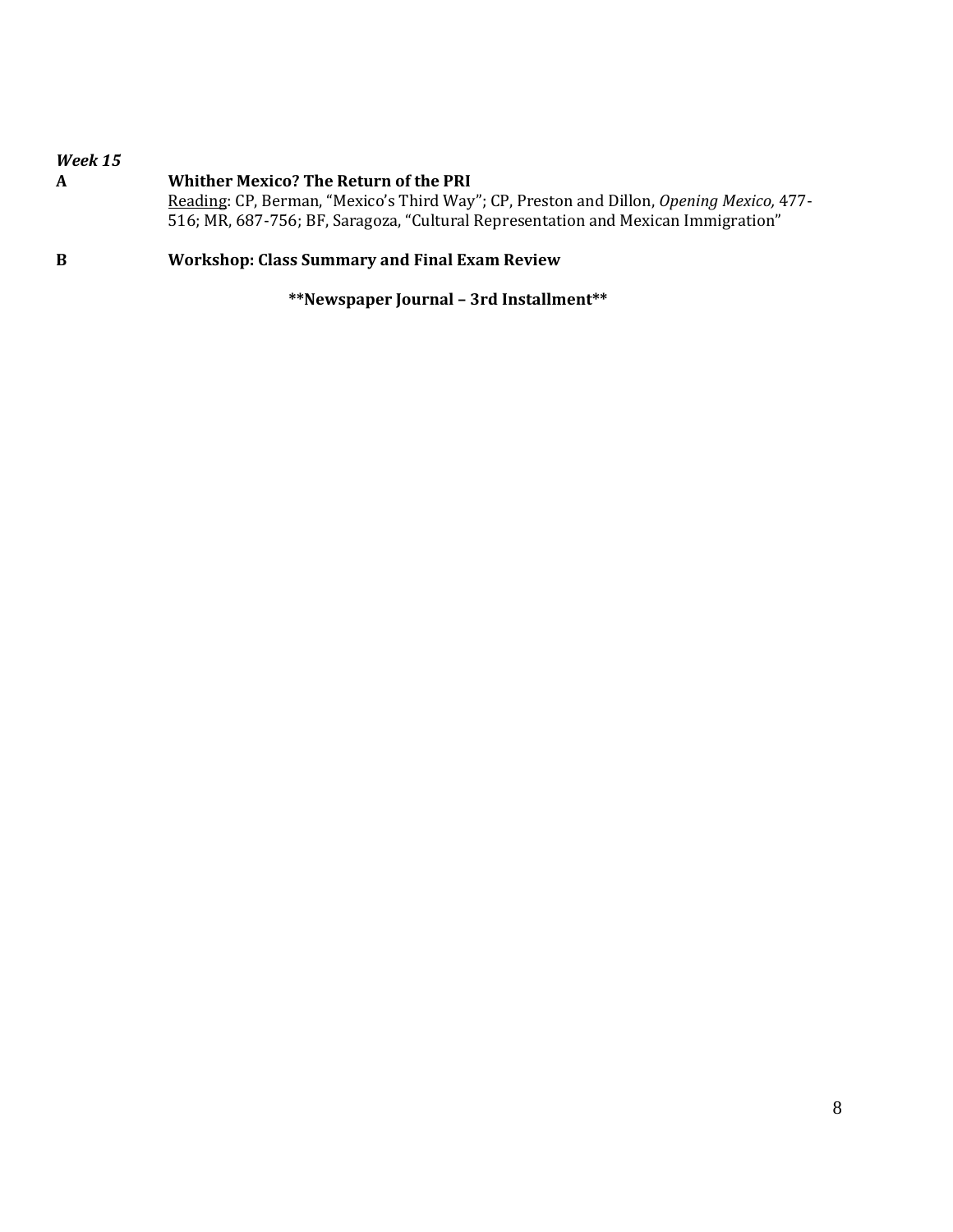***Week 15***

**A** **Whither Mexico? The Return of the PRI**

Reading: CP, Berman, “Mexico’s Third Way”; CP, Preston and Dillon, *Opening Mexico,* 477-516; MR, 687-756; BF, Saragoza, “Cultural Representation and Mexican Immigration”

**B** **Workshop: Class Summary and Final Exam Review**

**\*\*Newspaper Journal – 3rd Installment\*\***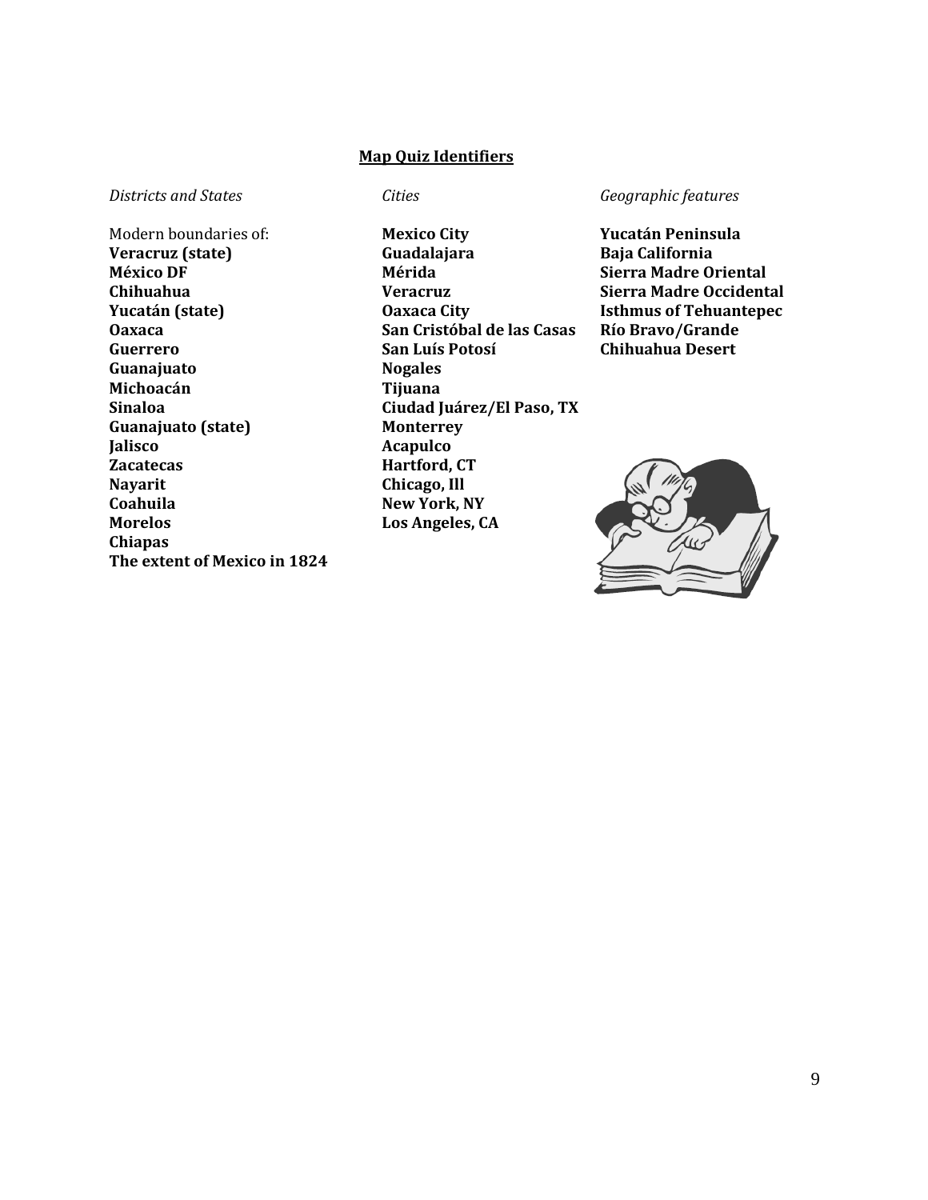## Map Quiz Identifiers

*Districts and States*

Modern boundaries of:

**Veracruz (state)**
**México DF**
**Chihuahua**
**Yucatán (state)**
**Oaxaca**
**Guerrero**
**Guanajuato**
**Michoacán**
**Sinaloa**
**Guanajuato (state)**
**Jalisco**
**Zacatecas**
**Nayarit**
**Coahuila**
**Morelos**
**Chiapas**
**The extent of Mexico in 1824**

*Cities*

**Mexico City**
**Guadalajara**
**Mérida**
**Veracruz**
**Oaxaca City**
**San Cristóbal de las Casas**
**San Luís Potosí**
**Nogales**
**Tijuana**
**Ciudad Juárez/El Paso, TX**
**Monterrey**
**Acapulco**
**Hartford, CT**
**Chicago, Ill**
**New York, NY**
**Los Angeles, CA**

*Geographic features*

**Yucatán Peninsula**
**Baja California**
**Sierra Madre Oriental**
**Sierra Madre Occidental**
**Isthmus of Tehuantepec**
**Río Bravo/Grande**
**Chihuahua Desert**